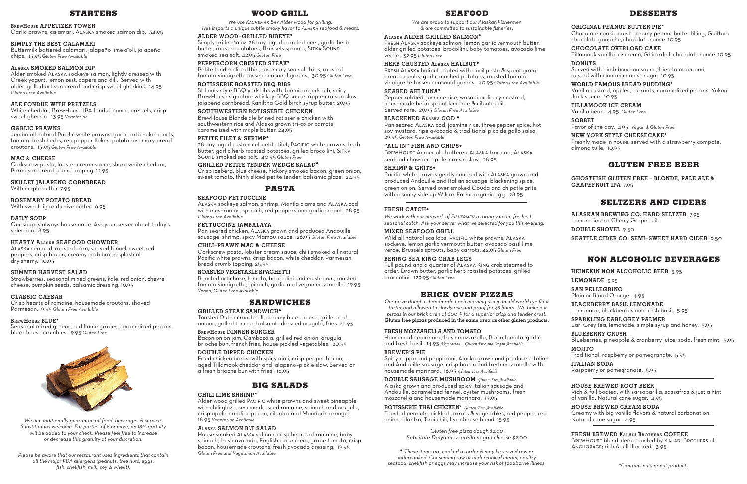## STARTERS

**BrewHouse APPETIZER TOWER**
Garlic prawns, calamari, Alaska smoked salmon dip. 34.95

**SIMPLY THE BEST CALAMARI**
Buttermilk battered calamari, jalapeño lime aïoli, jalapeño chips. 15.95 *Gluten Free Available*

**Alaska SMOKED SALMON DIP**
Alder smoked Alaska sockeye salmon, lightly dressed with Greek yogurt, lemon zest, capers and dill. Served with alder-grilled artisan bread and crisp sweet gherkins. 14.95 *Gluten Free Available*

**ALE FONDUE WITH PRETZELS**
White cheddar, BrewHouse IPA fondue sauce, pretzels, crisp sweet gherkin. 13.95 *Vegetarian*

**GARLIC PRAWNS**
Jumbo all natural Pacific white prawns, garlic, artichoke hearts, tomato, fresh herbs, red pepper flakes, potato rosemary bread croutons. 15.95 *Gluten Free Available*

**MAC & CHEESE**
Corkscrew pasta, lobster cream sauce, sharp white cheddar, Parmesan bread crumb topping. 12.95

**SKILLET JALAPENO CORNBREAD**
With maple butter. 7.95

**ROSEMARY POTATO BREAD**
With sweet fig and chive butter. 6.95

**DAILY SOUP**
Our soup is always housemade. Ask your server about today's selection. 8.95

**HEARTY Alaska SEAFOOD CHOWDER**
Alaska seafood, roasted corn, shaved fennel, sweet red peppers, crisp bacon, creamy crab broth, splash of dry sherry. 10.95

**SUMMER HARVEST SALAD**
Strawberries, seasonal mixed greens, kale, red onion, chevre cheese, pumpkin seeds, balsamic dressing. 10.95

**CLASSIC CAESAR**
Crisp hearts of romaine, housemade croutons, shaved Parmesan. 9.95 *Gluten Free Available*

**BrewHouse BLUE***
Seasonal mixed greens, red flame grapes, caramelized pecans, blue cheese crumbles. 9.95 *Gluten Free*

*We unconditionally guarantee all food, beverages & service. Substitutions welcome. For parties of 8 or more, an 18% gratuity will be added to your check. Please feel free to increase or decrease this gratuity at your discretion.*

*Please be aware that our restaurant uses ingredients that contain all the major FDA allergens (peanuts, tree nuts, eggs, fish, shellfish, milk, soy & wheat).*

## WOOD GRILL

*We use Kachemak Bay Alder wood for grilling. This imparts a unique subtle smoky flavor to Alaska seafood & meats.*

**ALDER WOOD-GRILLED RIBEYE•**
Simply grilled 16 oz. 28 day-aged corn fed beef, garlic herb butter, roasted potatoes, Brussels sprouts, Sitka Sound smoked sea salt. 42.95 *Gluten Free*

**PEPPERCORN CRUSTED STEAK•**
Petite tender sliced thin, rosemary sea salt fries, roasted tomato vinaigrette tossed seasonal greens. 30.95 *Gluten Free*

**ROTISSERIE ROASTED BBQ RIBS**
St Louis-style BBQ pork ribs with Jamaican jerk rub, spicy BrewHouse signature whiskey-BBQ sauce, apple-craison slaw, jalapeno cornbread, Kahiltna Gold birch syrup butter. 29.95

**SOUTHWESTERN ROTISSERIE CHICKEN**
BrewHouse Blonde ale brined rotisserie chicken with southwestern rice and Alaska grown tri-color carrots caramelized with maple butter. 24.95

**PETITE FILET & SHRIMP•**
28 day-aged custom cut petite filet, Pacific white prawns, herb butter, garlic herb roasted potatoes, grilled broccolini, Sitka Sound smoked sea salt. 40.95 *Gluten Free*

**GRILLED PETITE TENDER WEDGE SALAD•**
Crisp iceberg, blue cheese, hickory smoked bacon, green onion, sweet tomato, thinly sliced petite tender, balsamic glaze. 24.95

## PASTA

**SEAFOOD FETTUCCINE**
Alaska sockeye salmon, shrimp, Manila clams and Alaska cod with mushrooms, spinach, red peppers and garlic cream. 28.95 *Gluten Free Available*

**FETTUCCINE JAMBALAYA**
Pan seared chicken, Alaska grown and produced Andouille sausage, shrimp, spicy Mamou sauce. 26.95 *Gluten Free Available*

**CHILI-PRAWN MAC & CHEESE**
Corkscrew pasta, lobster cream sauce, chili smoked all natural Pacific white prawns, crisp bacon, white cheddar, Parmesan bread crumb topping. 25.95

**ROASTED VEGETABLE SPAGHETTI**
Roasted artichoke, tomato, broccolini and mushroom, roasted tomato vinaigrette, spinach, garlic and vegan mozzarella . 19.95 *Vegan, Gluten Free Available*

## SANDWICHES

**GRILLED STEAK SANDWICH•**
Toasted Dutch crunch roll, creamy blue cheese, grilled red onions, grilled tomato, balsamic dressed arugula, fries. 22.95

**BrewHouse DINNER BURGER**
Bacon onion jam, Cambozola, grilled red onion, arugula, brioche bun, french fries, house pickled vegetables. 20.95

**DOUBLE DIPPED CHICKEN**
Fried chicken breast with spicy aioli, crisp pepper bacon, aged Tillamook cheddar and jalapeno-pickle slaw. Served on a fresh brioche bun with fries. 16.95

## BIG SALADS

**CHILI LIME SHRIMP***
Alder wood grilled Pacific white prawns and sweet pineapple with chili glaze, sesame dressed romaine, spinach and arugula, crisp apple, candied pecan, cilantro and Mandarin orange. 18.95 *Vegetarian Available*

**Alaska SALMON BLT SALAD**
House smoked Alaska salmon, crisp hearts of romaine, baby spinach, fresh avocado, English cucumbers, grape tomato, crisp bacon, housemade croutons, fresh avocado dressing. 19.95 *Gluten Free and Vegetarian Available*

## SEAFOOD

*We are proud to support our Alaskan Fishermen & are committed to sustainable fisheries.*

**Alaska ALDER GRILLED SALMON•**
Fresh Alaska sockeye salmon, lemon garlic vermouth butter, alder grilled potatoes, broccollini, baby tomatoes, avocado lime verde. 32.95 *Gluten Free*

**HERB CRUSTED Alaska HALIBUT•**
Fresh Alaska halibut coated with basil pesto & spent grain bread crumbs, garlic mashed potatoes, roasted tomato vinaigrette tossed seasonal greens. 40.95 *Gluten Free Available*

**SEARED AHI TUNA•**
Pepper rubbed, jasmine rice, wasabi aïoli, soy mustard, housemade bean sprout kimchee & cilantro oil. Served rare. 29.95 *Gluten Free Available*

**BLACKENED Alaska COD •**
Pan seared Alaska cod, jasmine rice, three pepper spice, hot soy mustard, ripe avocado & traditional pico de gallo salsa. 29.95 *Gluten Free Available*

**"ALL IN" FISH AND CHIPS•**
BrewHouse Amber ale battered Alaska true cod, Alaska seafood chowder, apple-craisin slaw. 28.95

**SHRIMP & GRITS•**
Pacific white prawns gently sauteed with Alaska grown and produced Andouille and Italian sausage, blackening spice, green onion. Served over smoked Gouda and chipotle grits with a sunny side up Wilcox Farms organic egg. 28.95

**FRESH CATCH•**
*We work with our network of Fishermen to bring you the freshest seasonal catch. Ask your server what we selected for you this evening.*

**MIXED SEAFOOD GRILL**
Wild all natural scallops, Pacific white prawns, Alaska sockeye, lemon garlic vermouth butter, avocado basil lime verde, Brussels sprouts, baby carrots. 42.95 *Gluten Free*

**BERING SEA KING CRAB LEGS**
Full pound and a quarter of Alaska King crab steamed to order. Drawn butter, garlic herb roasted potatoes, grilled broccolini. 129.95 *Gluten Free*

## BRICK OVEN PIZZAS

*Our pizza dough is handmade each morning using an old world rye flour starter and allowed to slowly rise and proof for 48 hours. We bake our pizzas in our brick oven at 600°F for a superior crisp and tender crust.* **Gluten free pizzas produced in the same area as other gluten products.**

**FRESH MOZZARELLA AND TOMATO**
Housemade marinara, fresh mozzarella, Roma tomato, garlic and fresh basil. 14.95 *Vegetarian . Gluten Free and Vegan Available*

**BREWER'S PIE**
Spicy coppa and pepperoni, Alaska grown and produced Italian and Andouille sausage, crisp bacon and fresh mozzarella with housemade marinara. 16.95 *Gluten Free Available*

**DOUBLE SAUSAGE MUSHROOM** *Gluten Free Available*
Alaska grown and produced spicy Italian sausage and Andouille, caramelized fennel, oyster mushrooms, fresh mozzarella and housemade marinara. 15.95

**ROTISSERIE THAI CHICKEN*** *Gluten Free Available*
Toasted peanuts, pickled carrots & vegetables, red pepper, red onion, cilantro, Thai chili, five cheese blend. 15.95

*Gluten free pizza dough $2.00*
*Subsitute Daiya mozzarella vegan cheese $2.00*

*• These items are cooked to order & may be served raw or undercooked. Consuming raw or undercooked meats, poultry, seafood, shellfish or eggs may increase your risk of foodborne illness.*

## DESSERTS

**ORIGINAL PEANUT BUTTER PIE***
Chocolate cookie crust, creamy peanut butter filling, Guittard chocolate ganache, chocolate sauce. 10.95

**CHOCOLATE OVERLOAD CAKE**
Tillamook vanilla ice cream, Ghirardelli chocolate sauce. 10.95

**DONUTS**
Served with birch bourbon sauce, fried to order and dusted with cinnamon anise sugar. 10.95

**WORLD FAMOUS BREAD PUDDING***
Vanilla custard, apples, currants, caramelized pecans, Yukon Jack sauce. 10.95

**TILLAMOOK ICE CREAM**
Vanilla bean. 4.95 *Gluten Free*

**SORBET**
Favor of the day. 4.95 *Vegan & Gluten Free*

**NEW YORK STYLE CHEESECAKE***
Freshly made in house, served with a strawberry compote, almond tuile. 10.95

## GLUTEN FREE BEER

**GHOSTFISH GLUTEN FREE – BLONDE, PALE ALE & GRAPEFRUIT IPA** 7.95

## SELTZERS AND CIDERS

**ALASKAN BREWING CO. HARD SELTZER** 7.95
Lemon Lime or Cherry Grapefruit

**DOUBLE SHOVEL** 9.50

**SEATTLE CIDER CO. SEMI-SWEET HARD CIDER** 9.50

## NON ALCOHOLIC BEVERAGES

**HEINEKIN NON ALCOHOLIC BEER** 5.95

**LEMONADE** 3.95

**SAN PELLEGRINO**
Plain or Blood Orange. 4.95

**BLACKBERRY BASIL LEMONADE**
Lemonade, blackberries and fresh basil. 5.95

**SPARKLING EARL GREY PALMER**
Earl Grey tea, lemonade, simple syrup and honey. 5.95

**BLUEBERRY CRUSH**
Blueberries, pineapple & cranberry juice, soda, fresh mint. 5.95

**MOJITO**
Traditional, raspberry or pomegranate. 5.95

**ITALIAN SODA**
Raspberry or pomegranate. 5.95

**HOUSE BREWED ROOT BEER**
Rich & full bodied, with sarsaparilla, sassafras & just a hint of vanilla. Natural cane sugar. 4.95

**HOUSE BREWED CREAM SODA**
Creamy with big vanilla flavors & natural carbonation. Natural cane sugar. 4.95

**FRESH BREWED Kaladi Brothers COFFEE**
BrewHouse blend, deep roasted by Kaladi Brothers of Anchorage; rich & full flavored. 3.95

*\*Contains nuts or nut products*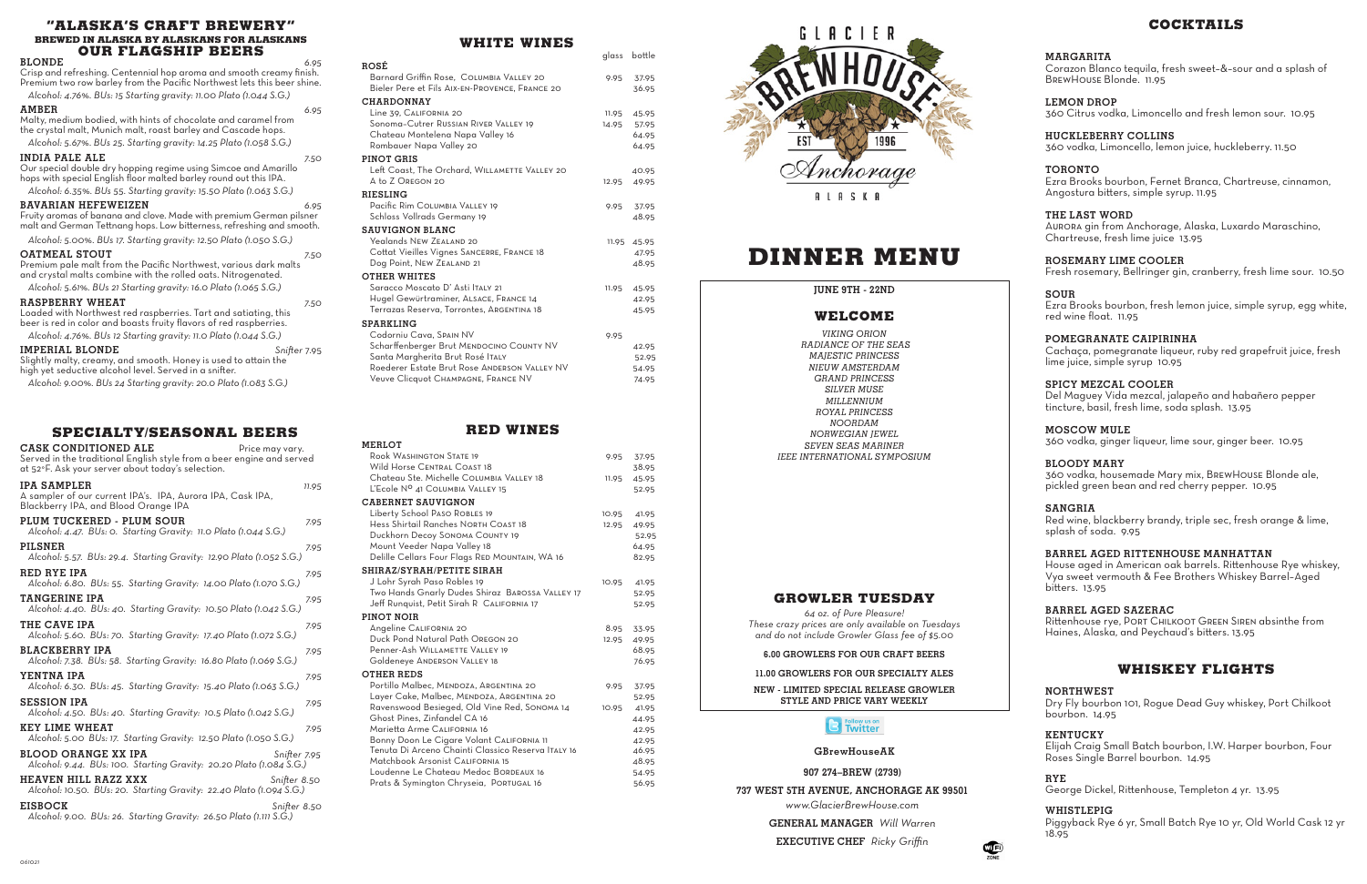# "ALASKA'S CRAFT BREWERY"

## BREWED IN ALASKA BY ALASKANS FOR ALASKANS

## OUR FLAGSHIP BEERS

**BLONDE** 6.95
Crisp and refreshing. Centennial hop aroma and smooth creamy finish. Premium two row barley from the Pacific Northwest lets this beer shine.
*Alcohol: 4.76%. BUs: 15 Starting gravity: 11.00 Plato (1.044 S.G.)*

**AMBER** 6.95
Malty, medium bodied, with hints of chocolate and caramel from the crystal malt, Munich malt, roast barley and Cascade hops.
*Alcohol: 5.67%. BUs 25. Starting gravity: 14.25 Plato (1.058 S.G.)*

**INDIA PALE ALE** 7.50
Our special double dry hopping regime using Simcoe and Amarillo hops with special English floor malted barley round out this IPA.
*Alcohol: 6.35%. BUs 55. Starting gravity: 15.50 Plato (1.063 S.G.)*

**BAVARIAN HEFEWEIZEN** 6.95
Fruity aromas of banana and clove. Made with premium German pilsner malt and German Tettnang hops. Low bitterness, refreshing and smooth.
*Alcohol: 5.00%. BUs 17. Starting gravity: 12.50 Plato (1.050 S.G.)*

**OATMEAL STOUT** 7.50
Premium pale malt from the Pacific Northwest, various dark malts and crystal malts combine with the rolled oats. Nitrogenated.
*Alcohol: 5.61%. BUs 21 Starting gravity: 16.0 Plato (1.065 S.G.)*

**RASPBERRY WHEAT** 7.50
Loaded with Northwest red raspberries. Tart and satiating, this beer is red in color and boasts fruity flavors of red raspberries.
*Alcohol: 4.76%. BUs 12 Starting gravity: 11.0 Plato (1.044 S.G.)*

**IMPERIAL BLONDE** Snifter 7.95
Slightly malty, creamy, and smooth. Honey is used to attain the high yet seductive alcohol level. Served in a snifter.
*Alcohol: 9.00%. BUs 24 Starting gravity: 20.0 Plato (1.083 S.G.)*

## SPECIALTY/SEASONAL BEERS

**CASK CONDITIONED ALE** Price may vary.
Served in the traditional English style from a beer engine and served at 52°F. Ask your server about today's selection.

**IPA SAMPLER** 11.95
A sampler of our current IPA's. IPA, Aurora IPA, Cask IPA, Blackberry IPA, and Blood Orange IPA

**PLUM TUCKERED - PLUM SOUR** 7.95
*Alcohol: 4.47. BUs: 0. Starting Gravity: 11.0 Plato (1.044 S.G.)*

**PILSNER** 7.95
*Alcohol: 5.57. BUs: 29.4. Starting Gravity: 12.90 Plato (1.052 S.G.)*

**RED RYE IPA** 7.95
*Alcohol: 6.80. BUs: 55. Starting Gravity: 14.00 Plato (1.070 S.G.)*

**TANGERINE IPA** 7.95
*Alcohol: 4.40. BUs: 40. Starting Gravity: 10.50 Plato (1.042 S.G.)*

**THE CAVE IPA** 7.95
*Alcohol: 5.60. BUs: 70. Starting Gravity: 17.40 Plato (1.072 S.G.)*

**BLACKBERRY IPA** 7.95
*Alcohol: 7.38. BUs: 58. Starting Gravity: 16.80 Plato (1.069 S.G.)*

**YENTNA IPA** 7.95
*Alcohol: 6.30. BUs: 45. Starting Gravity: 15.40 Plato (1.063 S.G.)*

**SESSION IPA** 7.95
*Alcohol: 4.50. BUs: 40. Starting Gravity: 10.5 Plato (1.042 S.G.)*

**KEY LIME WHEAT** 7.95
*Alcohol: 5.00 BUs: 17. Starting Gravity: 12.50 Plato (1.050 S.G.)*

**BLOOD ORANGE XX IPA** Snifter 7.95
*Alcohol: 9.44. BUs: 100. Starting Gravity: 20.20 Plato (1.084 S.G.)*

**HEAVEN HILL RAZZ XXX** Snifter 8.50
*Alcohol: 10.50. BUs: 20. Starting Gravity: 22.40 Plato (1.094 S.G.)*

**EISBOCK** Snifter 8.50
*Alcohol: 9.00. BUs: 26. Starting Gravity: 26.50 Plato (1.111 S.G.)*

## WHITE WINES

| | glass | bottle |
|---|---|---|
| **ROSÉ** | | |
| Barnard Griffin Rose, Columbia Valley 20 | 9.95 | 37.95 |
| Bieler Pere et Fils Aix-en-Provence, France 20 | | 36.95 |
| **CHARDONNAY** | | |
| Line 39, California 20 | 11.95 | 45.95 |
| Sonoma-Cutrer Russian River Valley 19 | 14.95 | 57.95 |
| Chateau Montelena Napa Valley 16 | | 64.95 |
| Rombauer Napa Valley 20 | | 64.95 |
| **PINOT GRIS** | | |
| Left Coast, The Orchard, Willamette Valley 20 | | 40.95 |
| A to Z Oregon 20 | 12.95 | 49.95 |
| **RIESLING** | | |
| Pacific Rim Columbia Valley 19 | 9.95 | 37.95 |
| Schloss Vollrads Germany 19 | | 48.95 |
| **SAUVIGNON BLANC** | | |
| Yealands New Zealand 20 | 11.95 | 45.95 |
| Cottat Vieilles Vignes Sancerre, France 18 | | 47.95 |
| Dog Point, New Zealand 21 | | 48.95 |
| **OTHER WHITES** | | |
| Saracco Moscato D' Asti Italy 21 | 11.95 | 45.95 |
| Hugel Gewürtraminer, Alsace, France 14 | | 42.95 |
| Terrazas Reserva, Torrontes, Argentina 18 | | 45.95 |
| **SPARKLING** | | |
| Codorniu Cava, Spain NV | 9.95 | |
| Scharffenberger Brut Mendocino County NV | | 42.95 |
| Santa Margherita Brut Rosé Italy | | 52.95 |
| Roederer Estate Brut Rose Anderson Valley NV | | 54.95 |
| Veuve Clicquot Champagne, France NV | | 74.95 |

## RED WINES

| | glass | bottle |
|---|---|---|
| **MERLOT** | | |
| Rook Washington State 19 | 9.95 | 37.95 |
| Wild Horse Central Coast 18 | | 38.95 |
| Chateau Ste. Michelle Columbia Valley 18 | 11.95 | 45.95 |
| L'Ecole N° 41 Columbia Valley 15 | | 52.95 |
| **CABERNET SAUVIGNON** | | |
| Liberty School Paso Robles 19 | 10.95 | 41.95 |
| Hess Shirtail Ranches North Coast 18 | 12.95 | 49.95 |
| Duckhorn Decoy Sonoma County 19 | | 52.95 |
| Mount Veeder Napa Valley 18 | | 64.95 |
| Delille Cellars Four Flags Red Mountain, WA 16 | | 82.95 |
| **SHIRAZ/SYRAH/PETITE SIRAH** | | |
| J Lohr Syrah Paso Robles 19 | 10.95 | 41.95 |
| Two Hands Gnarly Dudes Shiraz Barossa Valley 17 | | 52.95 |
| Jeff Runquist, Petit Sirah R California 17 | | 52.95 |
| **PINOT NOIR** | | |
| Angeline California 20 | 8.95 | 33.95 |
| Duck Pond Natural Path Oregon 20 | 12.95 | 49.95 |
| Penner-Ash Willamette Valley 19 | | 68.95 |
| Goldeneye Anderson Valley 18 | | 76.95 |
| **OTHER REDS** | | |
| Portillo Malbec, Mendoza, Argentina 20 | 9.95 | 37.95 |
| Layer Cake, Malbec, Mendoza, Argentina 20 | | 52.95 |
| Ravenswood Besieged, Old Vine Red, Sonoma 14 | 10.95 | 41.95 |
| Ghost Pines, Zinfandel CA 16 | | 44.95 |
| Marietta Arme California 16 | | 42.95 |
| Bonny Doon Le Cigare Volant California 11 | | 42.95 |
| Tenuta Di Arceno Chainti Classico Reserva Italy 16 | | 46.95 |
| Matchbook Arsonist California 15 | | 48.95 |
| Loudenne Le Chateau Medoc Bordeaux 16 | | 54.95 |
| Prats & Symington Chryseia, Portugal 16 | | 56.95 |

GLACIER BREWHOUSE
EST 1996
Anchorage
ALASKA

# DINNER MENU

**JUNE 9TH - 22ND**

## WELCOME

*VIKING ORION*
*RADIANCE OF THE SEAS*
*NIEUW AMSTERDAM*
*GRAND PRINCESS*
*SILVER MUSE*
*MILLENNIUM*
*ROYAL PRINCESS*
*NOORDAM*
*NORWEGIAN JEWEL*
*SEVEN SEAS MARINER*
*IEEE INTERNATIONAL SYMPOSIUM*

## GROWLER TUESDAY

*64 oz. of Pure Pleasure!*
*These crazy prices are only available on Tuesdays and do not include Growler Glass fee of $5.00*

**6.00 GROWLERS FOR OUR CRAFT BEERS**

**11.00 GROWLERS FOR OUR SPECIALTY ALES**

**NEW - LIMITED SPECIAL RELEASE GROWLER STYLE AND PRICE VARY WEEKLY**

Follow us on Twitter

**GBrewHouseAK**

**907 274-BREW (2739)**

**737 WEST 5TH AVENUE, ANCHORAGE AK 99501**
*www.GlacierBrewHouse.com*

**GENERAL MANAGER** *Will Warren*

**EXECUTIVE CHEF** *Ricky Griffin*

## COCKTAILS

**MARGARITA**
Corazon Blanco tequila, fresh sweet-&-sour and a splash of BrewHouse Blonde. 11.95

**LEMON DROP**
360 Citrus vodka, Limoncello and fresh lemon sour. 10.95

**HUCKLEBERRY COLLINS**
360 vodka, Limoncello, lemon juice, huckleberry. 11.50

**TORONTO**
Ezra Brooks bourbon, Fernet Branca, Chartreuse, cinnamon, Angostura bitters, simple syrup. 11.95

**THE LAST WORD**
Aurora gin from Anchorage, Alaska, Luxardo Maraschino, Chartreuse, fresh lime juice 13.95

**ROSEMARY LIME COOLER**
Fresh rosemary, Bellringer gin, cranberry, fresh lime sour. 10.50

**SOUR**
Ezra Brooks bourbon, fresh lemon juice, simple syrup, egg white, red wine float. 11.95

**POMEGRANATE CAIPIRINHA**
Cachaça, pomegranate liqueur, ruby red grapefruit juice, fresh lime juice, simple syrup 10.95

**SPICY MEZCAL COOLER**
Del Maguey Vida mezcal, jalapeño and habañero pepper tincture, basil, fresh lime, soda splash. 13.95

**MOSCOW MULE**
360 vodka, ginger liqueur, lime sour, ginger beer. 10.95

**BLOODY MARY**
360 vodka, housemade Mary mix, BrewHouse Blonde ale, pickled green bean and red cherry pepper. 10.95

**SANGRIA**
Red wine, blackberry brandy, triple sec, fresh orange & lime, splash of soda. 9.95

**BARREL AGED RITTENHOUSE MANHATTAN**
House aged in American oak barrels. Rittenhouse Rye whiskey, Vya sweet vermouth & Fee Brothers Whiskey Barrel-Aged bitters. 13.95

**BARREL AGED SAZERAC**
Rittenhouse rye, Port Chilkoot Green Siren absinthe from Haines, Alaska, and Peychaud's bitters. 13.95

## WHISKEY FLIGHTS

**NORTHWEST**
Dry Fly bourbon 101, Rogue Dead Guy whiskey, Port Chilkoot bourbon. 14.95

**KENTUCKY**
Elijah Craig Small Batch bourbon, I.W. Harper bourbon, Four Roses Single Barrel bourbon. 14.95

**RYE**
George Dickel, Rittenhouse, Templeton 4 yr. 13.95

**WHISTLEPIG**
Piggyback Rye 6 yr, Small Batch Rye 10 yr, Old World Cask 12 yr 18.95